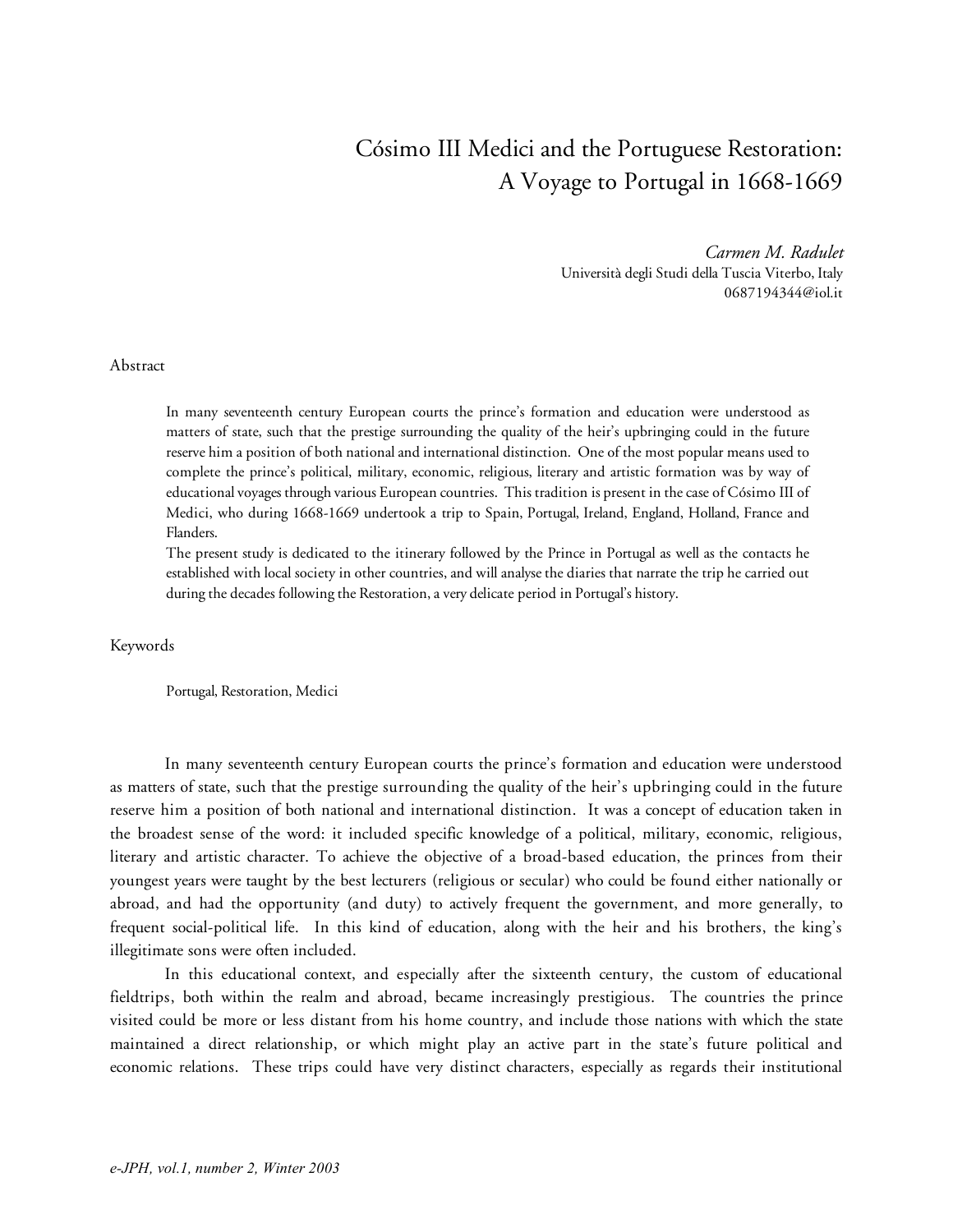# Cósimo III Medici and the Portuguese Restoration: A Voyage to Portugal in 1668-1669

*Carmen M. Radulet*
Università degli Studi della Tuscia Viterbo, Italy
0687194344@iol.it

## Abstract

In many seventeenth century European courts the prince's formation and education were understood as matters of state, such that the prestige surrounding the quality of the heir's upbringing could in the future reserve him a position of both national and international distinction. One of the most popular means used to complete the prince's political, military, economic, religious, literary and artistic formation was by way of educational voyages through various European countries. This tradition is present in the case of Cósimo III of Medici, who during 1668-1669 undertook a trip to Spain, Portugal, Ireland, England, Holland, France and Flanders.

The present study is dedicated to the itinerary followed by the Prince in Portugal as well as the contacts he established with local society in other countries, and will analyse the diaries that narrate the trip he carried out during the decades following the Restoration, a very delicate period in Portugal's history.

## Keywords

Portugal, Restoration, Medici

In many seventeenth century European courts the prince's formation and education were understood as matters of state, such that the prestige surrounding the quality of the heir's upbringing could in the future reserve him a position of both national and international distinction. It was a concept of education taken in the broadest sense of the word: it included specific knowledge of a political, military, economic, religious, literary and artistic character. To achieve the objective of a broad-based education, the princes from their youngest years were taught by the best lecturers (religious or secular) who could be found either nationally or abroad, and had the opportunity (and duty) to actively frequent the government, and more generally, to frequent social-political life. In this kind of education, along with the heir and his brothers, the king's illegitimate sons were often included.

In this educational context, and especially after the sixteenth century, the custom of educational fieldtrips, both within the realm and abroad, became increasingly prestigious. The countries the prince visited could be more or less distant from his home country, and include those nations with which the state maintained a direct relationship, or which might play an active part in the state's future political and economic relations. These trips could have very distinct characters, especially as regards their institutional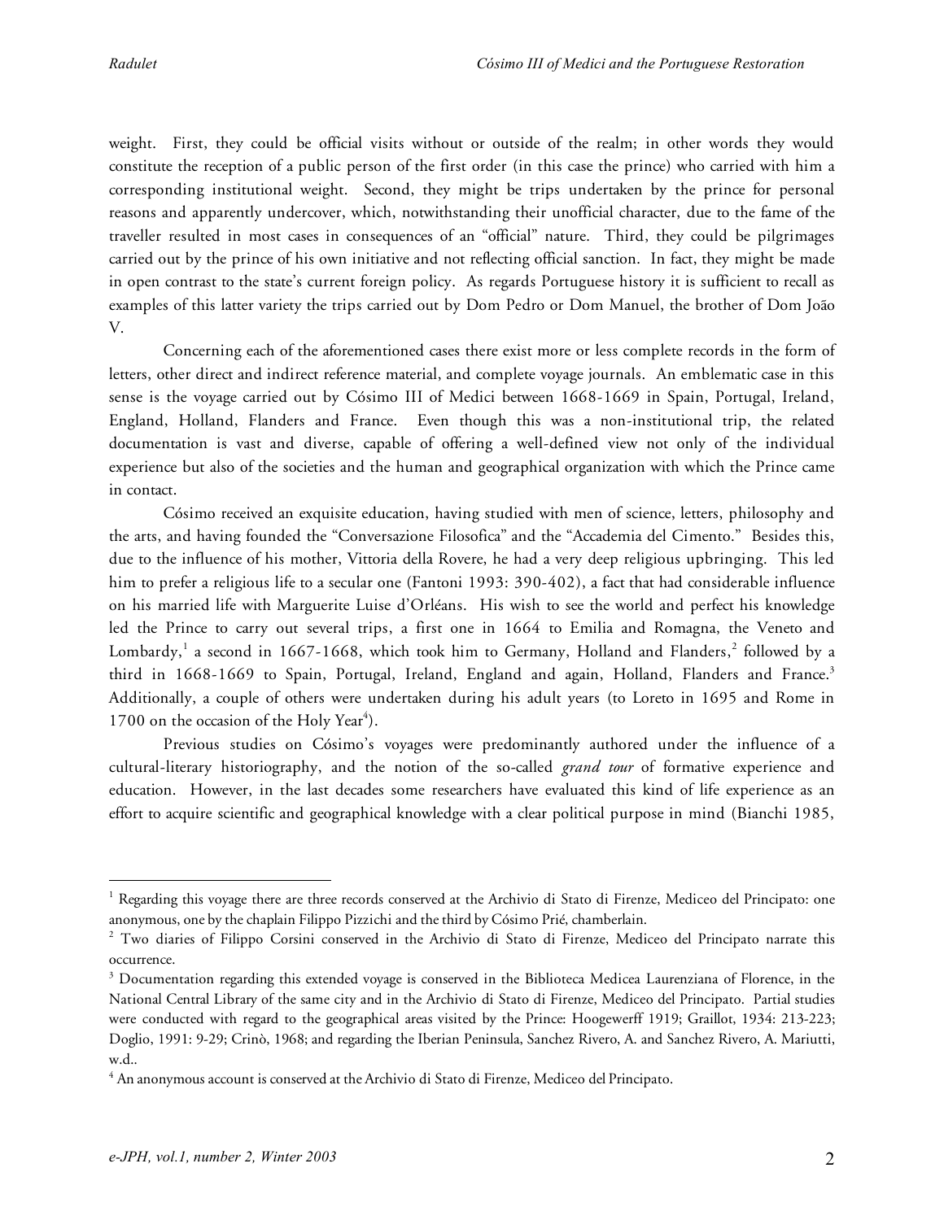weight. First, they could be official visits without or outside of the realm; in other words they would constitute the reception of a public person of the first order (in this case the prince) who carried with him a corresponding institutional weight. Second, they might be trips undertaken by the prince for personal reasons and apparently undercover, which, notwithstanding their unofficial character, due to the fame of the traveller resulted in most cases in consequences of an "official" nature. Third, they could be pilgrimages carried out by the prince of his own initiative and not reflecting official sanction. In fact, they might be made in open contrast to the state's current foreign policy. As regards Portuguese history it is sufficient to recall as examples of this latter variety the trips carried out by Dom Pedro or Dom Manuel, the brother of Dom João V.

Concerning each of the aforementioned cases there exist more or less complete records in the form of letters, other direct and indirect reference material, and complete voyage journals. An emblematic case in this sense is the voyage carried out by Cósimo III of Medici between 1668-1669 in Spain, Portugal, Ireland, England, Holland, Flanders and France. Even though this was a non-institutional trip, the related documentation is vast and diverse, capable of offering a well-defined view not only of the individual experience but also of the societies and the human and geographical organization with which the Prince came in contact.

Cósimo received an exquisite education, having studied with men of science, letters, philosophy and the arts, and having founded the "Conversazione Filosofica" and the "Accademia del Cimento." Besides this, due to the influence of his mother, Vittoria della Rovere, he had a very deep religious upbringing. This led him to prefer a religious life to a secular one (Fantoni 1993: 390-402), a fact that had considerable influence on his married life with Marguerite Luise d'Orléans. His wish to see the world and perfect his knowledge led the Prince to carry out several trips, a first one in 1664 to Emilia and Romagna, the Veneto and Lombardy,[1] a second in 1667-1668, which took him to Germany, Holland and Flanders,[2] followed by a third in 1668-1669 to Spain, Portugal, Ireland, England and again, Holland, Flanders and France.[3] Additionally, a couple of others were undertaken during his adult years (to Loreto in 1695 and Rome in 1700 on the occasion of the Holy Year[4]).

Previous studies on Cósimo's voyages were predominantly authored under the influence of a cultural-literary historiography, and the notion of the so-called *grand tour* of formative experience and education. However, in the last decades some researchers have evaluated this kind of life experience as an effort to acquire scientific and geographical knowledge with a clear political purpose in mind (Bianchi 1985,

---

[1] Regarding this voyage there are three records conserved at the Archivio di Stato di Firenze, Mediceo del Principato: one anonymous, one by the chaplain Filippo Pizzichi and the third by Cósimo Prié, chamberlain.

[2] Two diaries of Filippo Corsini conserved in the Archivio di Stato di Firenze, Mediceo del Principato narrate this occurrence.

[3] Documentation regarding this extended voyage is conserved in the Biblioteca Medicea Laurenziana of Florence, in the National Central Library of the same city and in the Archivio di Stato di Firenze, Mediceo del Principato. Partial studies were conducted with regard to the geographical areas visited by the Prince: Hoogewerff 1919; Graillot, 1934: 213-223; Doglio, 1991: 9-29; Crinò, 1968; and regarding the Iberian Peninsula, Sanchez Rivero, A. and Sanchez Rivero, A. Mariutti, w.d..

[4] An anonymous account is conserved at the Archivio di Stato di Firenze, Mediceo del Principato.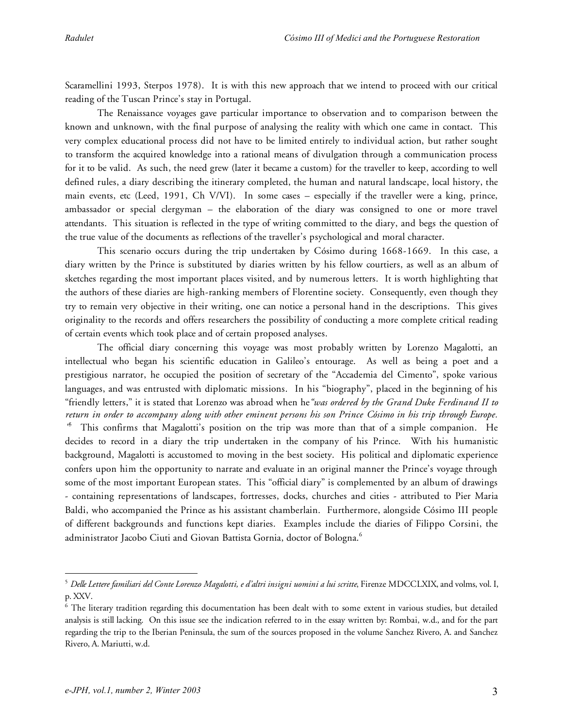Scaramellini 1993, Sterpos 1978). It is with this new approach that we intend to proceed with our critical reading of the Tuscan Prince's stay in Portugal.

The Renaissance voyages gave particular importance to observation and to comparison between the known and unknown, with the final purpose of analysing the reality with which one came in contact. This very complex educational process did not have to be limited entirely to individual action, but rather sought to transform the acquired knowledge into a rational means of divulgation through a communication process for it to be valid. As such, the need grew (later it became a custom) for the traveller to keep, according to well defined rules, a diary describing the itinerary completed, the human and natural landscape, local history, the main events, etc (Leed, 1991, Ch V/VI). In some cases – especially if the traveller were a king, prince, ambassador or special clergyman – the elaboration of the diary was consigned to one or more travel attendants. This situation is reflected in the type of writing committed to the diary, and begs the question of the true value of the documents as reflections of the traveller's psychological and moral character.

This scenario occurs during the trip undertaken by Cósimo during 1668-1669. In this case, a diary written by the Prince is substituted by diaries written by his fellow courtiers, as well as an album of sketches regarding the most important places visited, and by numerous letters. It is worth highlighting that the authors of these diaries are high-ranking members of Florentine society. Consequently, even though they try to remain very objective in their writing, one can notice a personal hand in the descriptions. This gives originality to the records and offers researchers the possibility of conducting a more complete critical reading of certain events which took place and of certain proposed analyses.

The official diary concerning this voyage was most probably written by Lorenzo Magalotti, an intellectual who began his scientific education in Galileo's entourage. As well as being a poet and a prestigious narrator, he occupied the position of secretary of the "Accademia del Cimento", spoke various languages, and was entrusted with diplomatic missions. In his "biography", placed in the beginning of his "friendly letters," it is stated that Lorenzo was abroad when he *"was ordered by the Grand Duke Ferdinand II to return in order to accompany along with other eminent persons his son Prince Cósimo in his trip through Europe."*[5] This confirms that Magalotti's position on the trip was more than that of a simple companion. He decides to record in a diary the trip undertaken in the company of his Prince. With his humanistic background, Magalotti is accustomed to moving in the best society. His political and diplomatic experience confers upon him the opportunity to narrate and evaluate in an original manner the Prince's voyage through some of the most important European states. This "official diary" is complemented by an album of drawings - containing representations of landscapes, fortresses, docks, churches and cities - attributed to Pier Maria Baldi, who accompanied the Prince as his assistant chamberlain. Furthermore, alongside Cósimo III people of different backgrounds and functions kept diaries. Examples include the diaries of Filippo Corsini, the administrator Jacobo Ciuti and Giovan Battista Gornia, doctor of Bologna.[6]

---

[5] *Delle Lettere familiari del Conte Lorenzo Magalotti, e d'altri insigni uomini a lui scritte*, Firenze MDCCLXIX, and volms, vol. I, p. XXV.

[6] The literary tradition regarding this documentation has been dealt with to some extent in various studies, but detailed analysis is still lacking. On this issue see the indication referred to in the essay written by: Rombai, w.d., and for the part regarding the trip to the Iberian Peninsula, the sum of the sources proposed in the volume Sanchez Rivero, A. and Sanchez Rivero, A. Mariutti, w.d.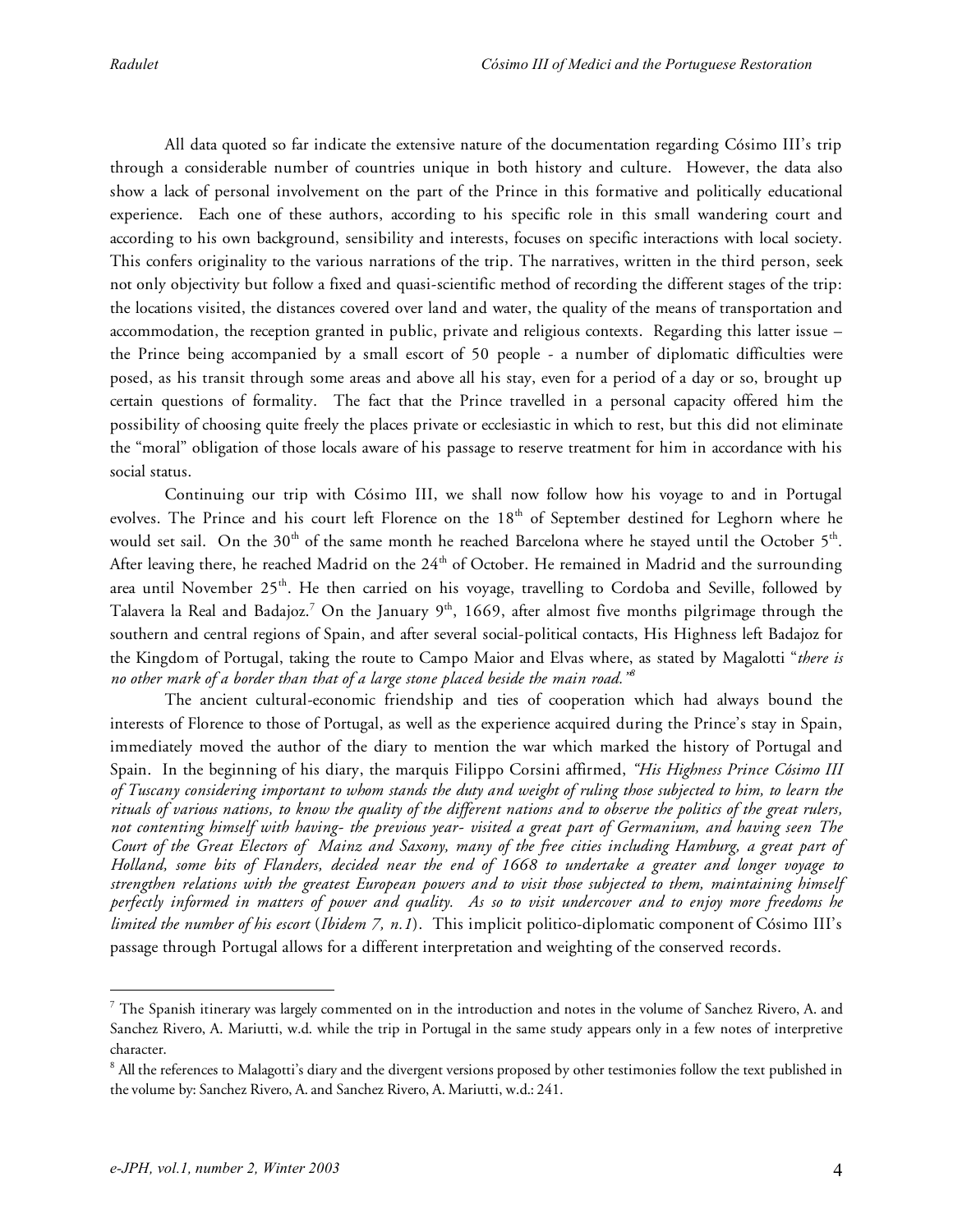All data quoted so far indicate the extensive nature of the documentation regarding Cósimo III's trip through a considerable number of countries unique in both history and culture. However, the data also show a lack of personal involvement on the part of the Prince in this formative and politically educational experience. Each one of these authors, according to his specific role in this small wandering court and according to his own background, sensibility and interests, focuses on specific interactions with local society. This confers originality to the various narrations of the trip. The narratives, written in the third person, seek not only objectivity but follow a fixed and quasi-scientific method of recording the different stages of the trip: the locations visited, the distances covered over land and water, the quality of the means of transportation and accommodation, the reception granted in public, private and religious contexts. Regarding this latter issue – the Prince being accompanied by a small escort of 50 people - a number of diplomatic difficulties were posed, as his transit through some areas and above all his stay, even for a period of a day or so, brought up certain questions of formality. The fact that the Prince travelled in a personal capacity offered him the possibility of choosing quite freely the places private or ecclesiastic in which to rest, but this did not eliminate the "moral" obligation of those locals aware of his passage to reserve treatment for him in accordance with his social status.

Continuing our trip with Cósimo III, we shall now follow how his voyage to and in Portugal evolves. The Prince and his court left Florence on the 18th of September destined for Leghorn where he would set sail. On the 30th of the same month he reached Barcelona where he stayed until the October 5th. After leaving there, he reached Madrid on the 24th of October. He remained in Madrid and the surrounding area until November 25th. He then carried on his voyage, travelling to Cordoba and Seville, followed by Talavera la Real and Badajoz.[7] On the January 9th, 1669, after almost five months pilgrimage through the southern and central regions of Spain, and after several social-political contacts, His Highness left Badajoz for the Kingdom of Portugal, taking the route to Campo Maior and Elvas where, as stated by Magalotti "*there is no other mark of a border than that of a large stone placed beside the main road.*"[8]

The ancient cultural-economic friendship and ties of cooperation which had always bound the interests of Florence to those of Portugal, as well as the experience acquired during the Prince's stay in Spain, immediately moved the author of the diary to mention the war which marked the history of Portugal and Spain. In the beginning of his diary, the marquis Filippo Corsini affirmed, *"His Highness Prince Cósimo III of Tuscany considering important to whom stands the duty and weight of ruling those subjected to him, to learn the rituals of various nations, to know the quality of the different nations and to observe the politics of the great rulers, not contenting himself with having- the previous year- visited a great part of Germanium, and having seen The Court of the Great Electors of Mainz and Saxony, many of the free cities including Hamburg, a great part of Holland, some bits of Flanders, decided near the end of 1668 to undertake a greater and longer voyage to strengthen relations with the greatest European powers and to visit those subjected to them, maintaining himself perfectly informed in matters of power and quality. As so to visit undercover and to enjoy more freedoms he limited the number of his escort* (*Ibidem 7, n.1*). This implicit politico-diplomatic component of Cósimo III's passage through Portugal allows for a different interpretation and weighting of the conserved records.

---

[7] The Spanish itinerary was largely commented on in the introduction and notes in the volume of Sanchez Rivero, A. and Sanchez Rivero, A. Mariutti, w.d. while the trip in Portugal in the same study appears only in a few notes of interpretive character.

[8] All the references to Malagotti's diary and the divergent versions proposed by other testimonies follow the text published in the volume by: Sanchez Rivero, A. and Sanchez Rivero, A. Mariutti, w.d.: 241.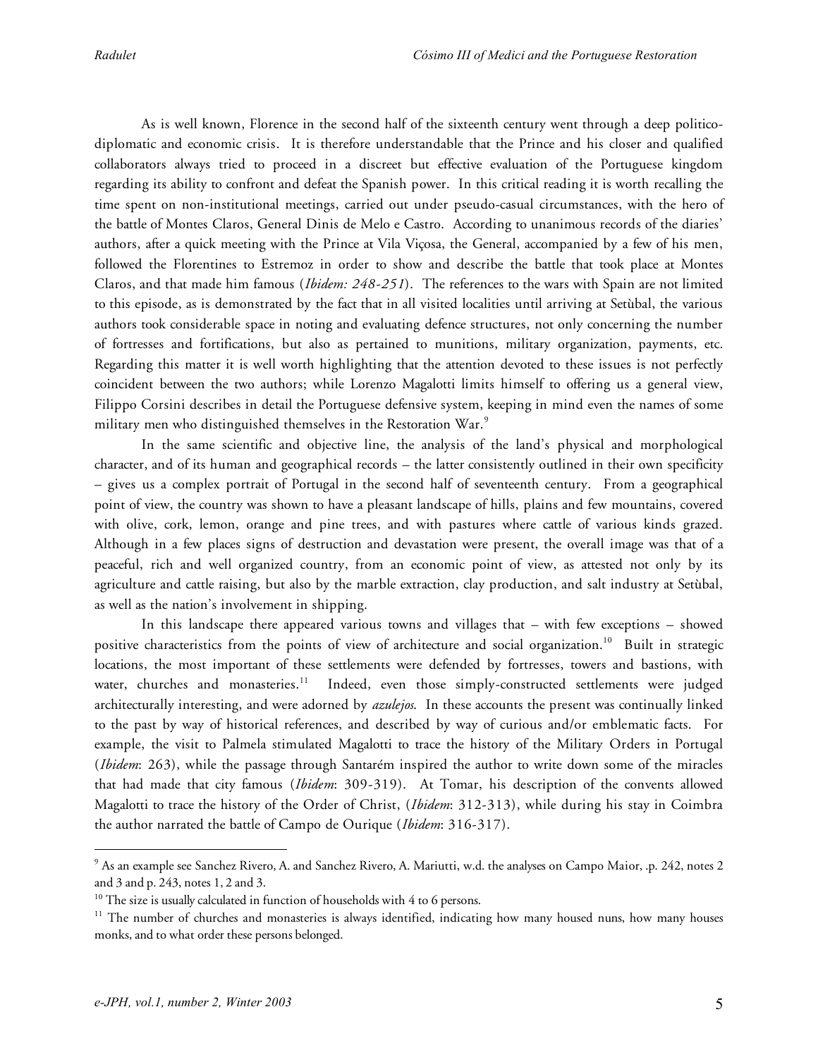As is well known, Florence in the second half of the sixteenth century went through a deep politico-diplomatic and economic crisis. It is therefore understandable that the Prince and his closer and qualified collaborators always tried to proceed in a discreet but effective evaluation of the Portuguese kingdom regarding its ability to confront and defeat the Spanish power. In this critical reading it is worth recalling the time spent on non-institutional meetings, carried out under pseudo-casual circumstances, with the hero of the battle of Montes Claros, General Dinis de Melo e Castro. According to unanimous records of the diaries' authors, after a quick meeting with the Prince at Vila Viçosa, the General, accompanied by a few of his men, followed the Florentines to Estremoz in order to show and describe the battle that took place at Montes Claros, and that made him famous (*Ibidem: 248-251*). The references to the wars with Spain are not limited to this episode, as is demonstrated by the fact that in all visited localities until arriving at Setùbal, the various authors took considerable space in noting and evaluating defence structures, not only concerning the number of fortresses and fortifications, but also as pertained to munitions, military organization, payments, etc. Regarding this matter it is well worth highlighting that the attention devoted to these issues is not perfectly coincident between the two authors; while Lorenzo Magalotti limits himself to offering us a general view, Filippo Corsini describes in detail the Portuguese defensive system, keeping in mind even the names of some military men who distinguished themselves in the Restoration War.[9]

In the same scientific and objective line, the analysis of the land's physical and morphological character, and of its human and geographical records – the latter consistently outlined in their own specificity – gives us a complex portrait of Portugal in the second half of seventeenth century. From a geographical point of view, the country was shown to have a pleasant landscape of hills, plains and few mountains, covered with olive, cork, lemon, orange and pine trees, and with pastures where cattle of various kinds grazed. Although in a few places signs of destruction and devastation were present, the overall image was that of a peaceful, rich and well organized country, from an economic point of view, as attested not only by its agriculture and cattle raising, but also by the marble extraction, clay production, and salt industry at Setùbal, as well as the nation's involvement in shipping.

In this landscape there appeared various towns and villages that – with few exceptions – showed positive characteristics from the points of view of architecture and social organization.[10] Built in strategic locations, the most important of these settlements were defended by fortresses, towers and bastions, with water, churches and monasteries.[11] Indeed, even those simply-constructed settlements were judged architecturally interesting, and were adorned by *azulejos*. In these accounts the present was continually linked to the past by way of historical references, and described by way of curious and/or emblematic facts. For example, the visit to Palmela stimulated Magalotti to trace the history of the Military Orders in Portugal (*Ibidem*: 263), while the passage through Santarém inspired the author to write down some of the miracles that had made that city famous (*Ibidem*: 309-319). At Tomar, his description of the convents allowed Magalotti to trace the history of the Order of Christ, (*Ibidem*: 312-313), while during his stay in Coimbra the author narrated the battle of Campo de Ourique (*Ibidem*: 316-317).

---

[9] As an example see Sanchez Rivero, A. and Sanchez Rivero, A. Mariutti, w.d. the analyses on Campo Maior, .p. 242, notes 2 and 3 and p. 243, notes 1, 2 and 3.

[10] The size is usually calculated in function of households with 4 to 6 persons.

[11] The number of churches and monasteries is always identified, indicating how many housed nuns, how many houses monks, and to what order these persons belonged.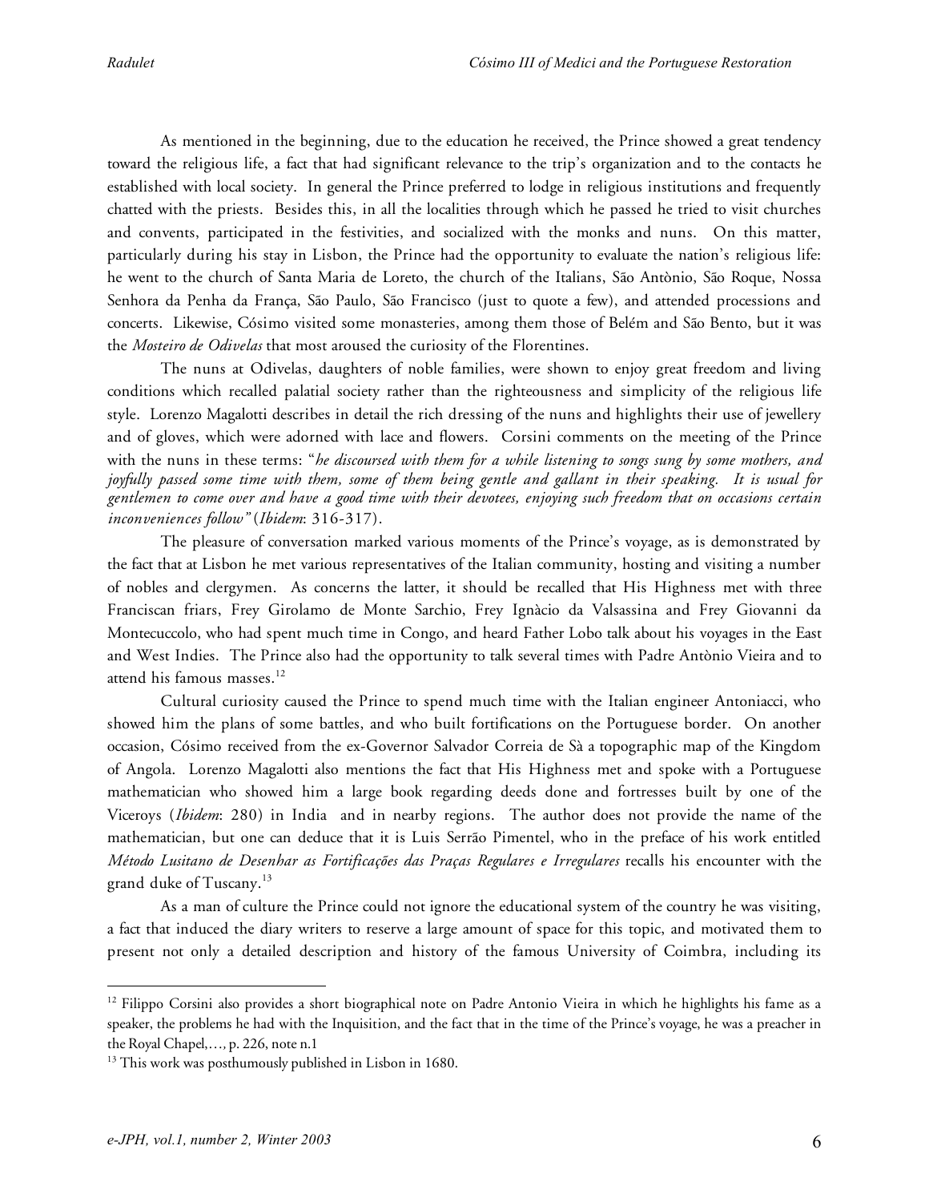As mentioned in the beginning, due to the education he received, the Prince showed a great tendency toward the religious life, a fact that had significant relevance to the trip's organization and to the contacts he established with local society. In general the Prince preferred to lodge in religious institutions and frequently chatted with the priests. Besides this, in all the localities through which he passed he tried to visit churches and convents, participated in the festivities, and socialized with the monks and nuns. On this matter, particularly during his stay in Lisbon, the Prince had the opportunity to evaluate the nation's religious life: he went to the church of Santa Maria de Loreto, the church of the Italians, São Antònio, São Roque, Nossa Senhora da Penha da França, São Paulo, São Francisco (just to quote a few), and attended processions and concerts. Likewise, Cósimo visited some monasteries, among them those of Belém and São Bento, but it was the *Mosteiro de Odivelas* that most aroused the curiosity of the Florentines.

The nuns at Odivelas, daughters of noble families, were shown to enjoy great freedom and living conditions which recalled palatial society rather than the righteousness and simplicity of the religious life style. Lorenzo Magalotti describes in detail the rich dressing of the nuns and highlights their use of jewellery and of gloves, which were adorned with lace and flowers. Corsini comments on the meeting of the Prince with the nuns in these terms: "*he discoursed with them for a while listening to songs sung by some mothers, and joyfully passed some time with them, some of them being gentle and gallant in their speaking. It is usual for gentlemen to come over and have a good time with their devotees, enjoying such freedom that on occasions certain inconveniences follow*" (*Ibidem*: 316-317).

The pleasure of conversation marked various moments of the Prince's voyage, as is demonstrated by the fact that at Lisbon he met various representatives of the Italian community, hosting and visiting a number of nobles and clergymen. As concerns the latter, it should be recalled that His Highness met with three Franciscan friars, Frey Girolamo de Monte Sarchio, Frey Ignàcio da Valsassina and Frey Giovanni da Montecuccolo, who had spent much time in Congo, and heard Father Lobo talk about his voyages in the East and West Indies. The Prince also had the opportunity to talk several times with Padre Antònio Vieira and to attend his famous masses.[12]

Cultural curiosity caused the Prince to spend much time with the Italian engineer Antoniacci, who showed him the plans of some battles, and who built fortifications on the Portuguese border. On another occasion, Cósimo received from the ex-Governor Salvador Correia de Sà a topographic map of the Kingdom of Angola. Lorenzo Magalotti also mentions the fact that His Highness met and spoke with a Portuguese mathematician who showed him a large book regarding deeds done and fortresses built by one of the Viceroys (*Ibidem*: 280) in India and in nearby regions. The author does not provide the name of the mathematician, but one can deduce that it is Luis Serrão Pimentel, who in the preface of his work entitled *Método Lusitano de Desenhar as Fortificações das Praças Regulares e Irregulares* recalls his encounter with the grand duke of Tuscany.[13]

As a man of culture the Prince could not ignore the educational system of the country he was visiting, a fact that induced the diary writers to reserve a large amount of space for this topic, and motivated them to present not only a detailed description and history of the famous University of Coimbra, including its

---

[12] Filippo Corsini also provides a short biographical note on Padre Antonio Vieira in which he highlights his fame as a speaker, the problems he had with the Inquisition, and the fact that in the time of the Prince's voyage, he was a preacher in the Royal Chapel,…, p. 226, note n.1

[13] This work was posthumously published in Lisbon in 1680.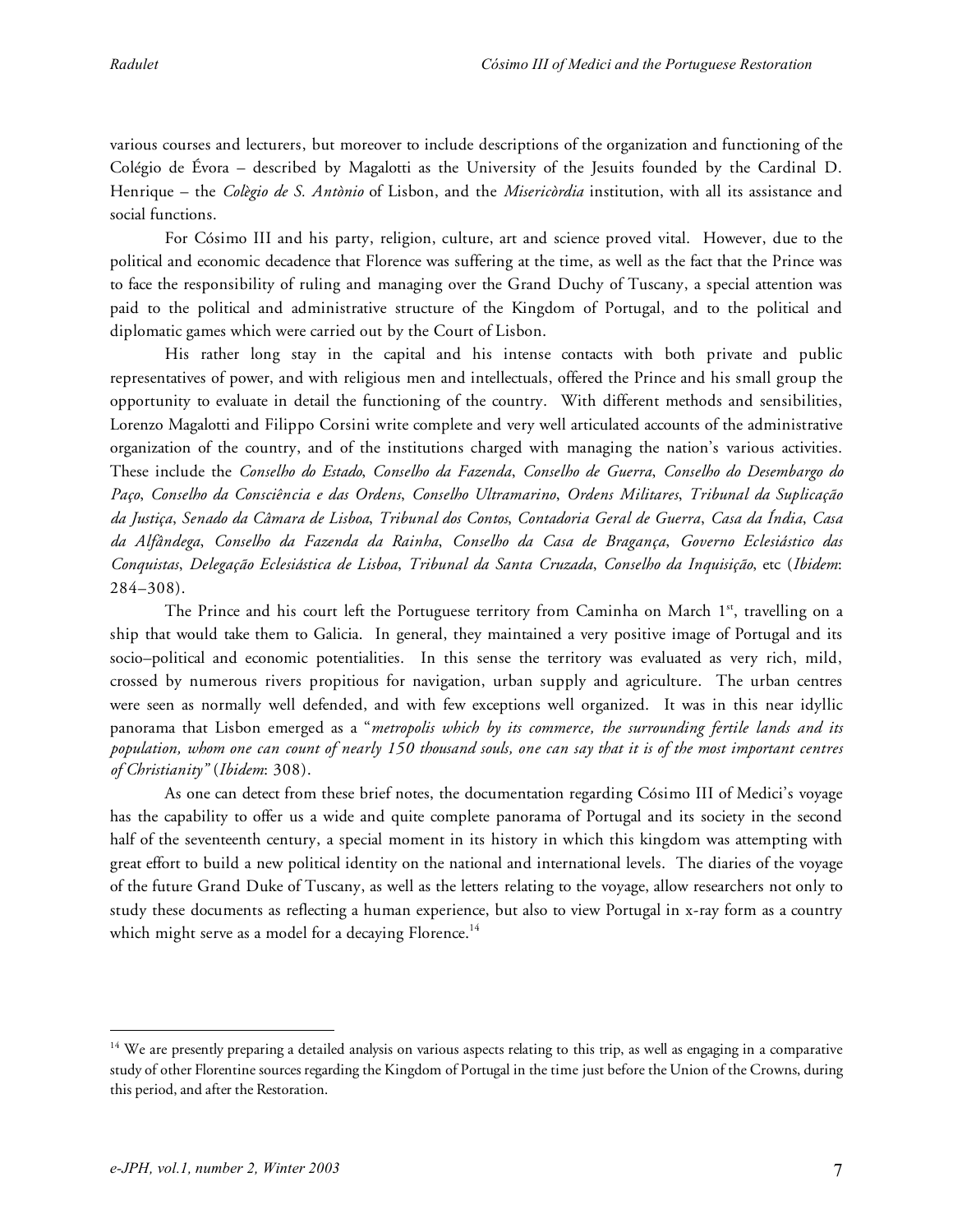various courses and lecturers, but moreover to include descriptions of the organization and functioning of the Colégio de Évora – described by Magalotti as the University of the Jesuits founded by the Cardinal D. Henrique – the *Colègio de S. Antònio* of Lisbon, and the *Misericòrdia* institution, with all its assistance and social functions.

For Cósimo III and his party, religion, culture, art and science proved vital. However, due to the political and economic decadence that Florence was suffering at the time, as well as the fact that the Prince was to face the responsibility of ruling and managing over the Grand Duchy of Tuscany, a special attention was paid to the political and administrative structure of the Kingdom of Portugal, and to the political and diplomatic games which were carried out by the Court of Lisbon.

His rather long stay in the capital and his intense contacts with both private and public representatives of power, and with religious men and intellectuals, offered the Prince and his small group the opportunity to evaluate in detail the functioning of the country. With different methods and sensibilities, Lorenzo Magalotti and Filippo Corsini write complete and very well articulated accounts of the administrative organization of the country, and of the institutions charged with managing the nation's various activities. These include the *Conselho do Estado*, *Conselho da Fazenda*, *Conselho de Guerra*, *Conselho do Desembargo do Paço*, *Conselho da Consciência e das Ordens*, *Conselho Ultramarino*, *Ordens Militares*, *Tribunal da Suplicação da Justiça*, *Senado da Câmara de Lisboa*, *Tribunal dos Contos*, *Contadoria Geral de Guerra*, *Casa da Índia*, *Casa da Alfândega*, *Conselho da Fazenda da Rainha*, *Conselho da Casa de Bragança*, *Governo Eclesiástico das Conquistas*, *Delegação Eclesiástica de Lisboa*, *Tribunal da Santa Cruzada*, *Conselho da Inquisição*, etc (*Ibidem*: 284–308).

The Prince and his court left the Portuguese territory from Caminha on March 1st, travelling on a ship that would take them to Galicia. In general, they maintained a very positive image of Portugal and its socio–political and economic potentialities. In this sense the territory was evaluated as very rich, mild, crossed by numerous rivers propitious for navigation, urban supply and agriculture. The urban centres were seen as normally well defended, and with few exceptions well organized. It was in this near idyllic panorama that Lisbon emerged as a "*metropolis which by its commerce, the surrounding fertile lands and its population, whom one can count of nearly 150 thousand souls, one can say that it is of the most important centres of Christianity"* (*Ibidem*: 308).

As one can detect from these brief notes, the documentation regarding Cósimo III of Medici's voyage has the capability to offer us a wide and quite complete panorama of Portugal and its society in the second half of the seventeenth century, a special moment in its history in which this kingdom was attempting with great effort to build a new political identity on the national and international levels. The diaries of the voyage of the future Grand Duke of Tuscany, as well as the letters relating to the voyage, allow researchers not only to study these documents as reflecting a human experience, but also to view Portugal in x-ray form as a country which might serve as a model for a decaying Florence.[14]

---

[14] We are presently preparing a detailed analysis on various aspects relating to this trip, as well as engaging in a comparative study of other Florentine sources regarding the Kingdom of Portugal in the time just before the Union of the Crowns, during this period, and after the Restoration.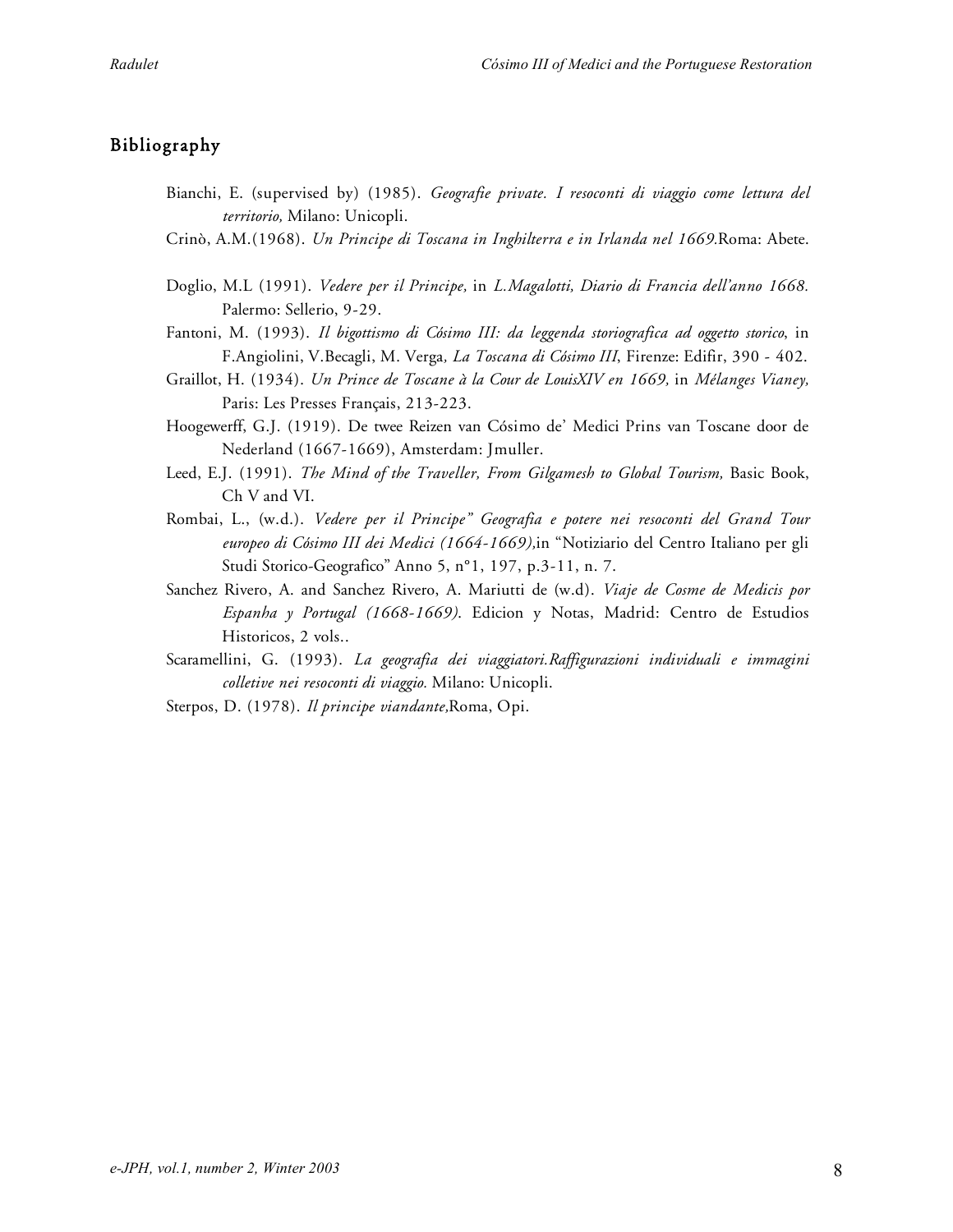## Bibliography

Bianchi, E. (supervised by) (1985). *Geografie private. I resoconti di viaggio come lettura del territorio,* Milano: Unicopli.

Crinò, A.M.(1968). *Un Principe di Toscana in Inghilterra e in Irlanda nel 1669.*Roma: Abete.

Doglio, M.L (1991). *Vedere per il Principe,* in *L.Magalotti, Diario di Francia dell'anno 1668.* Palermo: Sellerio, 9-29.

Fantoni, M. (1993). *Il bigottismo di Cósimo III: da leggenda storiografica ad oggetto storico*, in F.Angiolini, V.Becagli, M. Verga*, La Toscana di Cósimo III*, Firenze: Edifir, 390 - 402.

Graillot, H. (1934). *Un Prince de Toscane à la Cour de LouisXIV en 1669,* in *Mélanges Vianey,* Paris: Les Presses Français, 213-223.

Hoogewerff, G.J. (1919). De twee Reizen van Cósimo de' Medici Prins van Toscane door de Nederland (1667-1669), Amsterdam: Jmuller.

Leed, E.J. (1991). *The Mind of the Traveller, From Gilgamesh to Global Tourism,* Basic Book, Ch V and VI.

Rombai, L., (w.d.). *Vedere per il Principe" Geografia e potere nei resoconti del Grand Tour europeo di Cósimo III dei Medici (1664-1669),*in "Notiziario del Centro Italiano per gli Studi Storico-Geografico" Anno 5, n°1, 197, p.3-11, n. 7.

Sanchez Rivero, A. and Sanchez Rivero, A. Mariutti de (w.d). *Viaje de Cosme de Medicis por Espanha y Portugal (1668-1669)*. Edicion y Notas, Madrid: Centro de Estudios Historicos, 2 vols..

Scaramellini, G. (1993). *La geografia dei viaggiatori.Raffigurazioni individuali e immagini colletive nei resoconti di viaggio.* Milano: Unicopli.

Sterpos, D. (1978). *Il principe viandante,*Roma, Opi.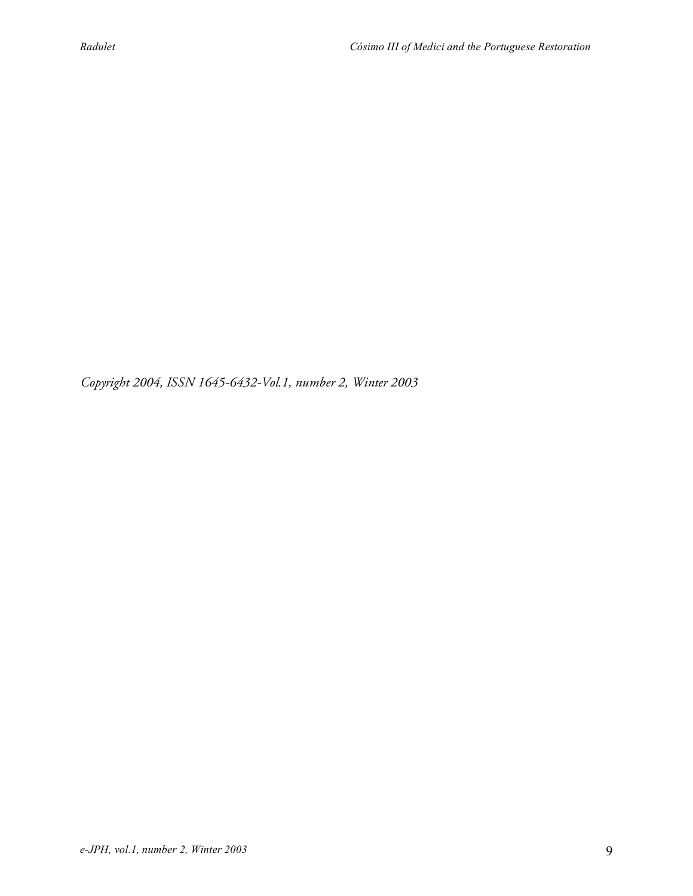*Copyright 2004, ISSN 1645-6432-Vol.1, number 2, Winter 2003*